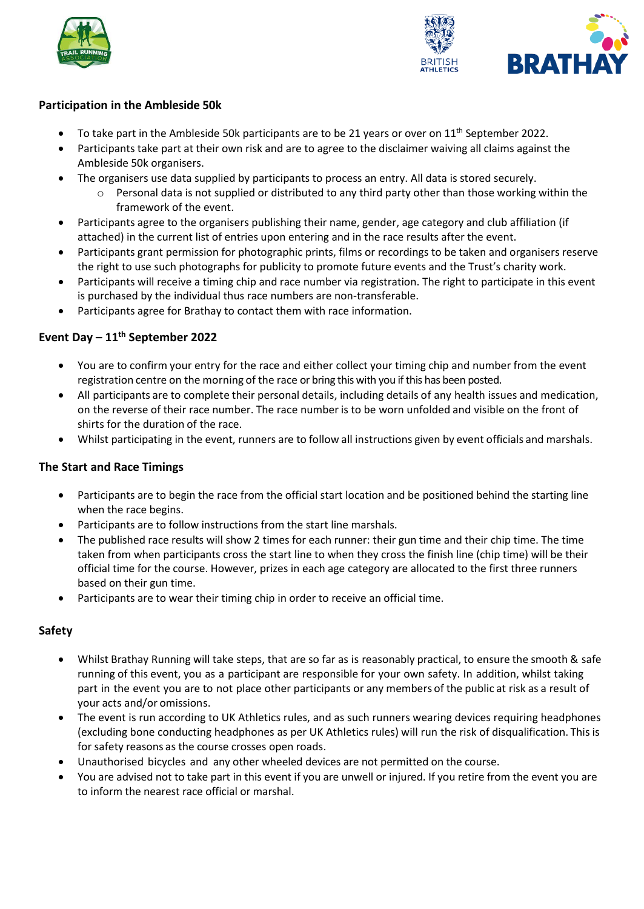## Participation in the Ambleside 50k

- To take part in the Ambleside 50k participants are to be 21 years or over on 11th September 2022.
- Participants take part at their own risk and are to agree to the disclaimer waiving all claims against the Ambleside 50k organisers.
- The organisers use data supplied by participants to process an entry. All data is stored securely.
  - Personal data is not supplied or distributed to any third party other than those working within the framework of the event.
- Participants agree to the organisers publishing their name, gender, age category and club affiliation (if attached) in the current list of entries upon entering and in the race results after the event.
- Participants grant permission for photographic prints, films or recordings to be taken and organisers reserve the right to use such photographs for publicity to promote future events and the Trust's charity work.
- Participants will receive a timing chip and race number via registration. The right to participate in this event is purchased by the individual thus race numbers are non-transferable.
- Participants agree for Brathay to contact them with race information.

## Event Day – 11th September 2022

- You are to confirm your entry for the race and either collect your timing chip and number from the event registration centre on the morning of the race or bring this with you if this has been posted.
- All participants are to complete their personal details, including details of any health issues and medication, on the reverse of their race number. The race number is to be worn unfolded and visible on the front of shirts for the duration of the race.
- Whilst participating in the event, runners are to follow all instructions given by event officials and marshals.

## The Start and Race Timings

- Participants are to begin the race from the official start location and be positioned behind the starting line when the race begins.
- Participants are to follow instructions from the start line marshals.
- The published race results will show 2 times for each runner: their gun time and their chip time. The time taken from when participants cross the start line to when they cross the finish line (chip time) will be their official time for the course. However, prizes in each age category are allocated to the first three runners based on their gun time.
- Participants are to wear their timing chip in order to receive an official time.

## Safety

- Whilst Brathay Running will take steps, that are so far as is reasonably practical, to ensure the smooth & safe running of this event, you as a participant are responsible for your own safety. In addition, whilst taking part in the event you are to not place other participants or any members of the public at risk as a result of your acts and/or omissions.
- The event is run according to UK Athletics rules, and as such runners wearing devices requiring headphones (excluding bone conducting headphones as per UK Athletics rules) will run the risk of disqualification. This is for safety reasons as the course crosses open roads.
- Unauthorised bicycles and any other wheeled devices are not permitted on the course.
- You are advised not to take part in this event if you are unwell or injured. If you retire from the event you are to inform the nearest race official or marshal.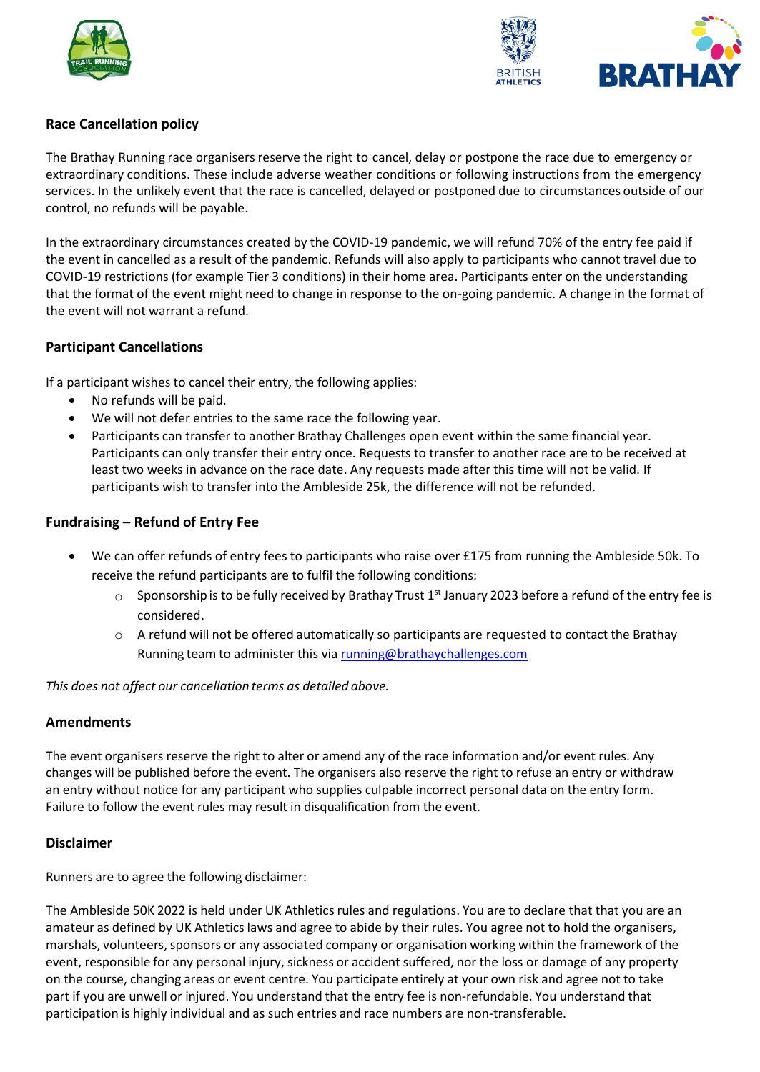**Race Cancellation policy**

The Brathay Running race organisers reserve the right to cancel, delay or postpone the race due to emergency or extraordinary conditions. These include adverse weather conditions or following instructions from the emergency services. In the unlikely event that the race is cancelled, delayed or postponed due to circumstances outside of our control, no refunds will be payable.

In the extraordinary circumstances created by the COVID-19 pandemic, we will refund 70% of the entry fee paid if the event in cancelled as a result of the pandemic. Refunds will also apply to participants who cannot travel due to COVID-19 restrictions (for example Tier 3 conditions) in their home area. Participants enter on the understanding that the format of the event might need to change in response to the on-going pandemic. A change in the format of the event will not warrant a refund.

**Participant Cancellations**

If a participant wishes to cancel their entry, the following applies:

- No refunds will be paid.
- We will not defer entries to the same race the following year.
- Participants can transfer to another Brathay Challenges open event within the same financial year. Participants can only transfer their entry once. Requests to transfer to another race are to be received at least two weeks in advance on the race date. Any requests made after this time will not be valid. If participants wish to transfer into the Ambleside 25k, the difference will not be refunded.

**Fundraising – Refund of Entry Fee**

- We can offer refunds of entry fees to participants who raise over £175 from running the Ambleside 50k. To receive the refund participants are to fulfil the following conditions:
    - Sponsorship is to be fully received by Brathay Trust 1st January 2023 before a refund of the entry fee is considered.
    - A refund will not be offered automatically so participants are requested to contact the Brathay Running team to administer this via running@brathaychallenges.com

*This does not affect our cancellation terms as detailed above.*

**Amendments**

The event organisers reserve the right to alter or amend any of the race information and/or event rules. Any changes will be published before the event. The organisers also reserve the right to refuse an entry or withdraw an entry without notice for any participant who supplies culpable incorrect personal data on the entry form. Failure to follow the event rules may result in disqualification from the event.

**Disclaimer**

Runners are to agree the following disclaimer:

The Ambleside 50K 2022 is held under UK Athletics rules and regulations. You are to declare that that you are an amateur as defined by UK Athletics laws and agree to abide by their rules. You agree not to hold the organisers, marshals, volunteers, sponsors or any associated company or organisation working within the framework of the event, responsible for any personal injury, sickness or accident suffered, nor the loss or damage of any property on the course, changing areas or event centre. You participate entirely at your own risk and agree not to take part if you are unwell or injured. You understand that the entry fee is non-refundable. You understand that participation is highly individual and as such entries and race numbers are non-transferable.